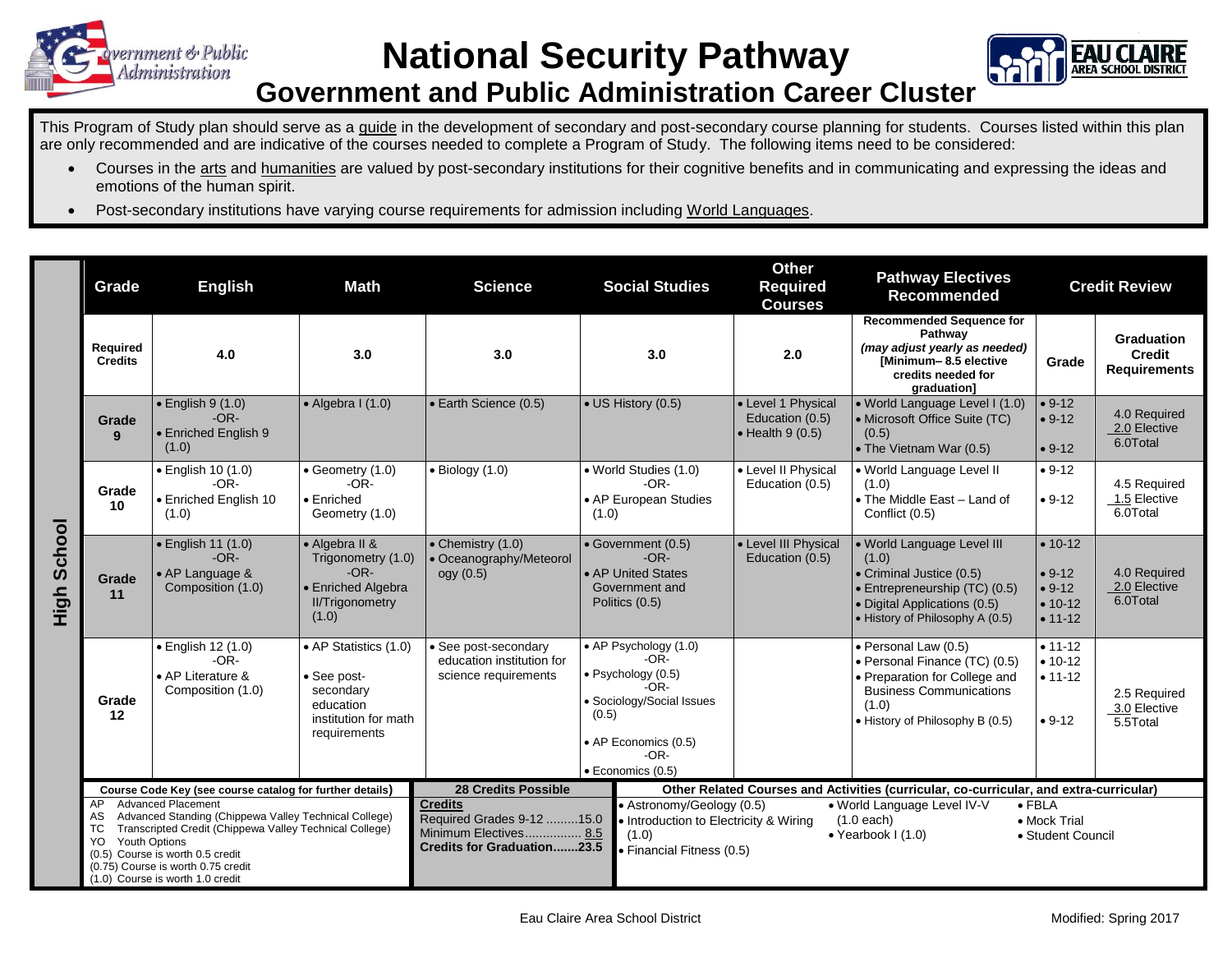# National Security Pathway

## Government and Public Administration Career Cluster

This Program of Study plan should serve as a guide in the development of secondary and post-secondary course planning for students. Courses listed within this plan are only recommended and are indicative of the courses needed to complete a Program of Study. The following items need to be considered:

- Courses in the arts and humanities are valued by post-secondary institutions for their cognitive benefits and in communicating and expressing the ideas and emotions of the human spirit.
- Post-secondary institutions have varying course requirements for admission including World Languages.

| | Grade | English | Math | Science | Social Studies | Other Required Courses | Pathway Electives Recommended | Credit Review | |
|---|---|---|---|---|---|---|---|---|---|
| High School | Required Credits | 4.0 | 3.0 | 3.0 | 3.0 | 2.0 | Recommended Sequence for Pathway *(may adjust yearly as needed)* [Minimum– 8.5 elective credits needed for graduation] | Grade | Graduation Credit Requirements |
| | Grade 9 | • English 9 (1.0) -OR- • Enriched English 9 (1.0) | • Algebra I (1.0) | • Earth Science (0.5) | • US History (0.5) | • Level 1 Physical Education (0.5) • Health 9 (0.5) | • World Language Level I (1.0) • Microsoft Office Suite (TC) (0.5) • The Vietnam War (0.5) | • 9-12 • 9-12 • 9-12 | 4.0 Required 2.0 Elective 6.0Total |
| | Grade 10 | • English 10 (1.0) -OR- • Enriched English 10 (1.0) | • Geometry (1.0) -OR- • Enriched Geometry (1.0) | • Biology (1.0) | • World Studies (1.0) -OR- • AP European Studies (1.0) | • Level II Physical Education (0.5) | • World Language Level II (1.0) • The Middle East – Land of Conflict (0.5) | • 9-12 • 9-12 | 4.5 Required 1.5 Elective 6.0Total |
| | Grade 11 | • English 11 (1.0) -OR- • AP Language & Composition (1.0) | • Algebra II & Trigonometry (1.0) -OR- • Enriched Algebra II/Trigonometry (1.0) | • Chemistry (1.0) • Oceanography/Meteorology (0.5) | • Government (0.5) -OR- • AP United States Government and Politics (0.5) | • Level III Physical Education (0.5) | • World Language Level III (1.0) • Criminal Justice (0.5) • Entrepreneurship (TC) (0.5) • Digital Applications (0.5) • History of Philosophy A (0.5) | • 10-12 • 9-12 • 9-12 • 10-12 • 11-12 | 4.0 Required 2.0 Elective 6.0Total |
| | Grade 12 | • English 12 (1.0) -OR- • AP Literature & Composition (1.0) | • AP Statistics (1.0) • See post-secondary education institution for math requirements | • See post-secondary education institution for science requirements | • AP Psychology (1.0) -OR- • Psychology (0.5) -OR- • Sociology/Social Issues (0.5) • AP Economics (0.5) -OR- • Economics (0.5) | | • Personal Law (0.5) • Personal Finance (TC) (0.5) • Preparation for College and Business Communications (1.0) • History of Philosophy B (0.5) | • 11-12 • 10-12 • 11-12 • 9-12 | 2.5 Required 3.0 Elective 5.5Total |

**Course Code Key (see course catalog for further details)**
- AP Advanced Placement
- AS Advanced Standing (Chippewa Valley Technical College)
- TC Transcripted Credit (Chippewa Valley Technical College)
- YO Youth Options
- (0.5) Course is worth 0.5 credit
- (0.75) Course is worth 0.75 credit
- (1.0) Course is worth 1.0 credit

**28 Credits Possible**

**Credits**
Required Grades 9-12 .........15.0
Minimum Electives................ 8.5
**Credits for Graduation.......23.5**

**Other Related Courses and Activities (curricular, co-curricular, and extra-curricular)**
- Astronomy/Geology (0.5)
- Introduction to Electricity & Wiring (1.0)
- Financial Fitness (0.5)
- World Language Level IV-V (1.0 each)
- Yearbook I (1.0)
- FBLA
- Mock Trial
- Student Council

Eau Claire Area School District

Modified: Spring 2017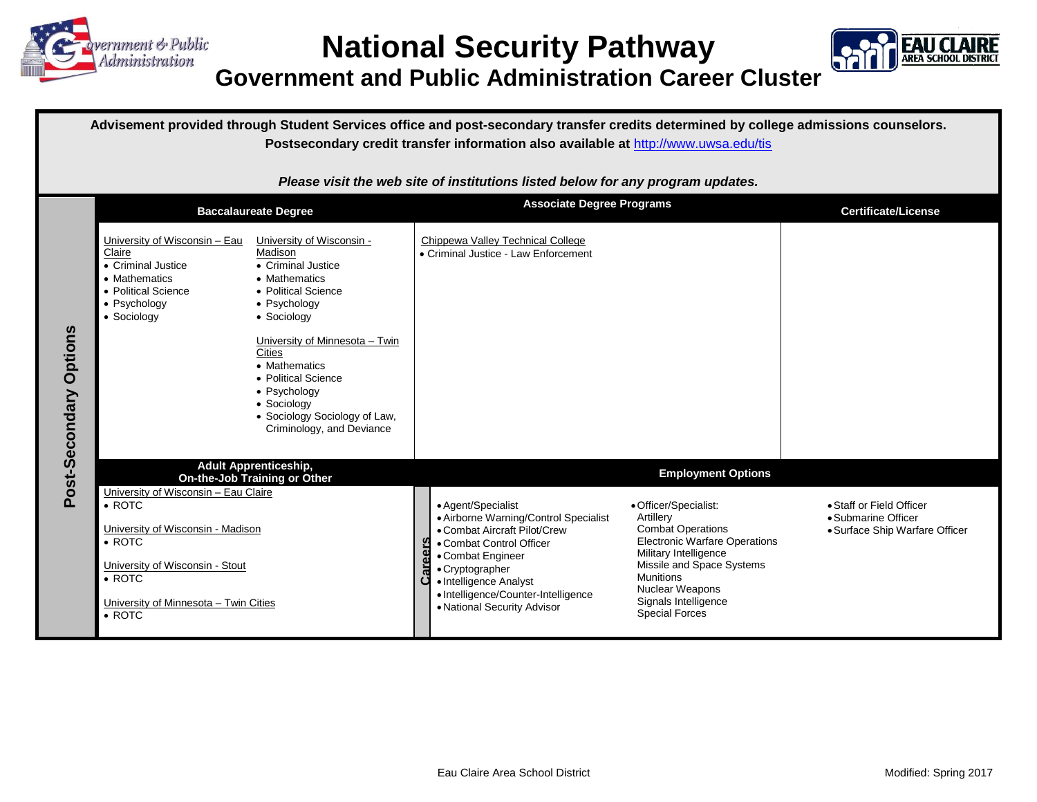# National Security Pathway

## Government and Public Administration Career Cluster

**Advisement provided through Student Services office and post-secondary transfer credits determined by college admissions counselors.**
**Postsecondary credit transfer information also available at http://www.uwsa.edu/tis**

***Please visit the web site of institutions listed below for any program updates.***

### Post-Secondary Options

| Baccalaureate Degree | | Associate Degree Programs | Certificate/License |
|---|---|---|---|
| University of Wisconsin – Eau Claire<br>• Criminal Justice<br>• Mathematics<br>• Political Science<br>• Psychology<br>• Sociology | University of Wisconsin - Madison<br>• Criminal Justice<br>• Mathematics<br>• Political Science<br>• Psychology<br>• Sociology<br><br>University of Minnesota – Twin Cities<br>• Mathematics<br>• Political Science<br>• Psychology<br>• Sociology<br>• Sociology Sociology of Law, Criminology, and Deviance | Chippewa Valley Technical College<br>• Criminal Justice - Law Enforcement | |

| Adult Apprenticeship, On-the-Job Training or Other | Employment Options | | |
|---|---|---|---|
| University of Wisconsin – Eau Claire<br>• ROTC<br><br>University of Wisconsin - Madison<br>• ROTC<br><br>University of Wisconsin - Stout<br>• ROTC<br><br>University of Minnesota – Twin Cities<br>• ROTC | **Careers**<br>• Agent/Specialist<br>• Airborne Warning/Control Specialist<br>• Combat Aircraft Pilot/Crew<br>• Combat Control Officer<br>• Combat Engineer<br>• Cryptographer<br>• Intelligence Analyst<br>• Intelligence/Counter-Intelligence<br>• National Security Advisor | • Officer/Specialist:<br>Artillery<br>Combat Operations<br>Electronic Warfare Operations<br>Military Intelligence<br>Missile and Space Systems<br>Munitions<br>Nuclear Weapons<br>Signals Intelligence<br>Special Forces | • Staff or Field Officer<br>• Submarine Officer<br>• Surface Ship Warfare Officer |

Eau Claire Area School District

Modified: Spring 2017